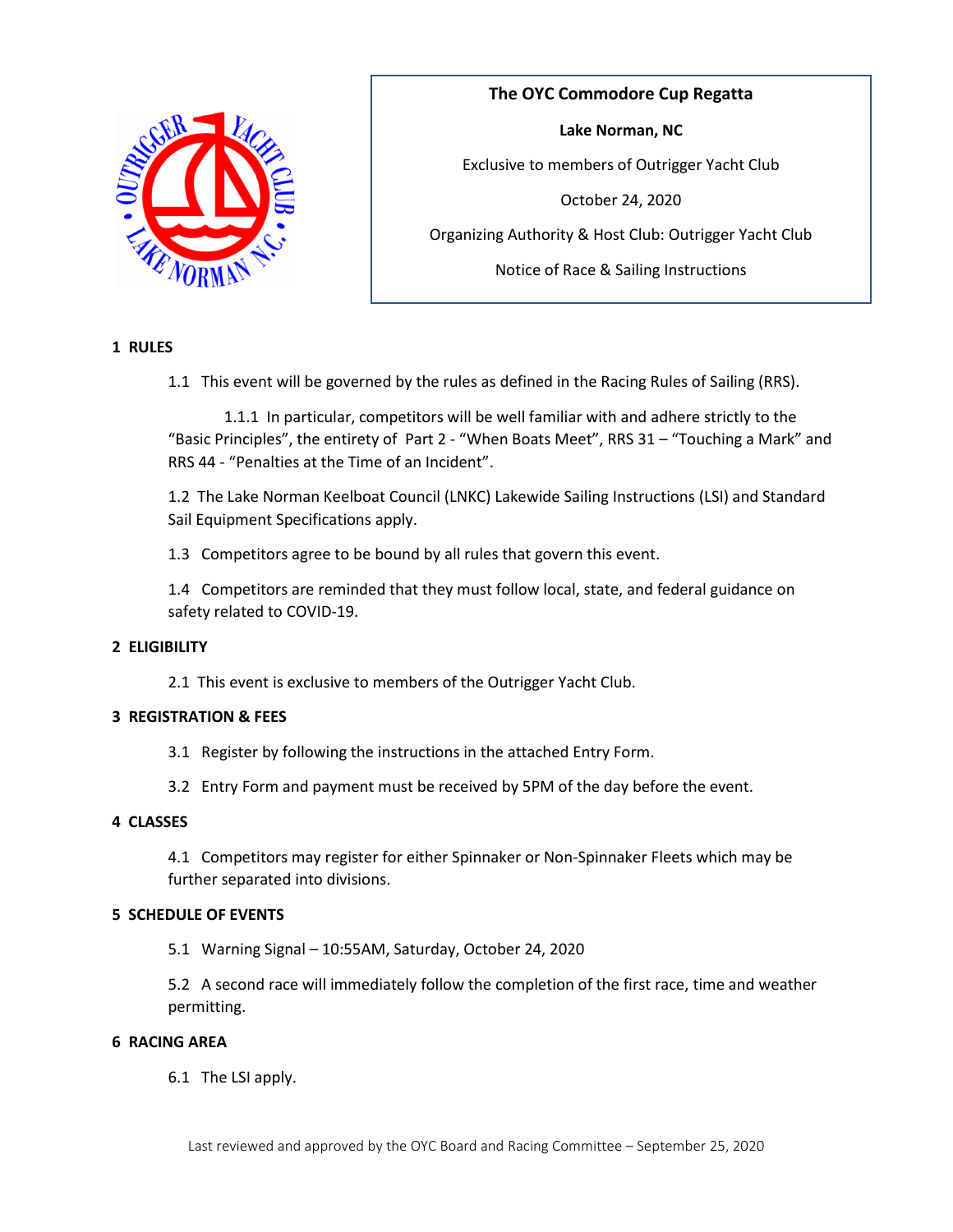**The OYC Commodore Cup Regatta**

**Lake Norman, NC**

Exclusive to members of Outrigger Yacht Club

October 24, 2020

Organizing Authority & Host Club: Outrigger Yacht Club

Notice of Race & Sailing Instructions

## 1 RULES

1.1 This event will be governed by the rules as defined in the Racing Rules of Sailing (RRS).

1.1.1 In particular, competitors will be well familiar with and adhere strictly to the "Basic Principles", the entirety of Part 2 - "When Boats Meet", RRS 31 – "Touching a Mark" and RRS 44 - "Penalties at the Time of an Incident".

1.2 The Lake Norman Keelboat Council (LNKC) Lakewide Sailing Instructions (LSI) and Standard Sail Equipment Specifications apply.

1.3 Competitors agree to be bound by all rules that govern this event.

1.4 Competitors are reminded that they must follow local, state, and federal guidance on safety related to COVID-19.

## 2 ELIGIBILITY

2.1 This event is exclusive to members of the Outrigger Yacht Club.

## 3 REGISTRATION & FEES

3.1 Register by following the instructions in the attached Entry Form.

3.2 Entry Form and payment must be received by 5PM of the day before the event.

## 4 CLASSES

4.1 Competitors may register for either Spinnaker or Non-Spinnaker Fleets which may be further separated into divisions.

## 5 SCHEDULE OF EVENTS

5.1 Warning Signal – 10:55AM, Saturday, October 24, 2020

5.2 A second race will immediately follow the completion of the first race, time and weather permitting.

## 6 RACING AREA

6.1 The LSI apply.

Last reviewed and approved by the OYC Board and Racing Committee – September 25, 2020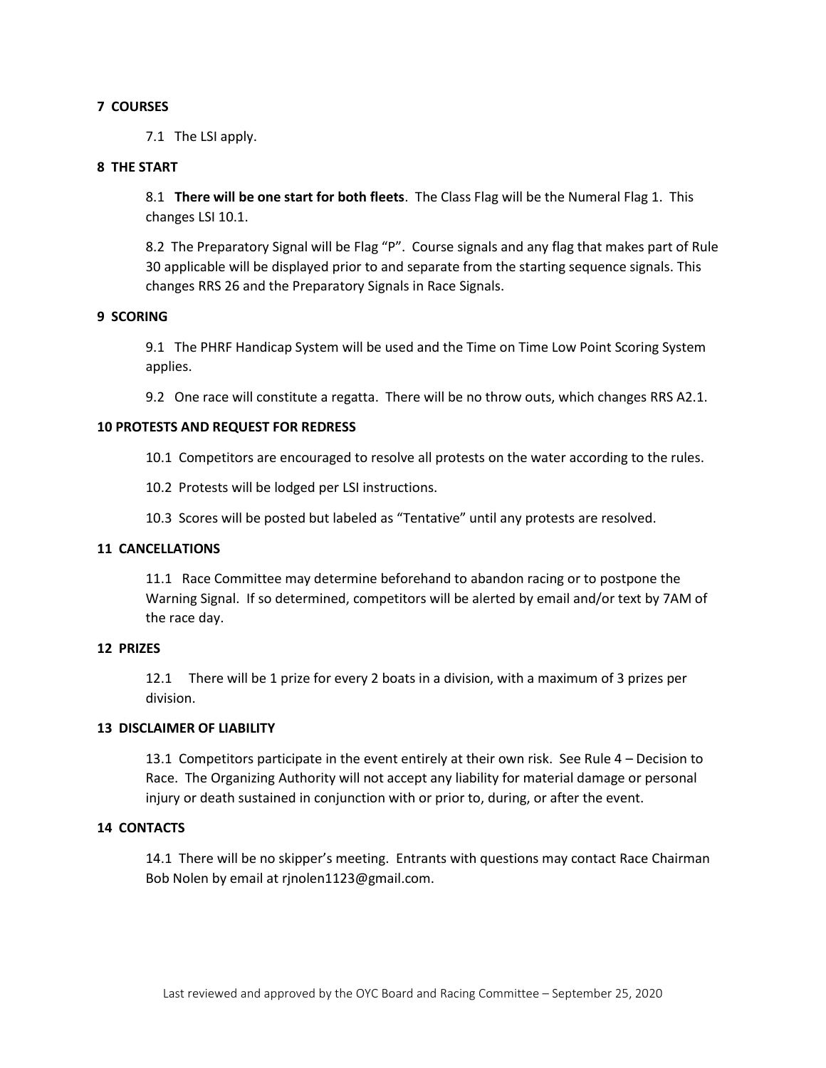## 7 COURSES

7.1 The LSI apply.

## 8 THE START

8.1 **There will be one start for both fleets**. The Class Flag will be the Numeral Flag 1. This changes LSI 10.1.

8.2 The Preparatory Signal will be Flag "P". Course signals and any flag that makes part of Rule 30 applicable will be displayed prior to and separate from the starting sequence signals. This changes RRS 26 and the Preparatory Signals in Race Signals.

## 9 SCORING

9.1 The PHRF Handicap System will be used and the Time on Time Low Point Scoring System applies.

9.2 One race will constitute a regatta. There will be no throw outs, which changes RRS A2.1.

## 10 PROTESTS AND REQUEST FOR REDRESS

10.1 Competitors are encouraged to resolve all protests on the water according to the rules.

10.2 Protests will be lodged per LSI instructions.

10.3 Scores will be posted but labeled as "Tentative" until any protests are resolved.

## 11 CANCELLATIONS

11.1 Race Committee may determine beforehand to abandon racing or to postpone the Warning Signal. If so determined, competitors will be alerted by email and/or text by 7AM of the race day.

## 12 PRIZES

12.1 There will be 1 prize for every 2 boats in a division, with a maximum of 3 prizes per division.

## 13 DISCLAIMER OF LIABILITY

13.1 Competitors participate in the event entirely at their own risk. See Rule 4 – Decision to Race. The Organizing Authority will not accept any liability for material damage or personal injury or death sustained in conjunction with or prior to, during, or after the event.

## 14 CONTACTS

14.1 There will be no skipper's meeting. Entrants with questions may contact Race Chairman Bob Nolen by email at rjnolen1123@gmail.com.

Last reviewed and approved by the OYC Board and Racing Committee – September 25, 2020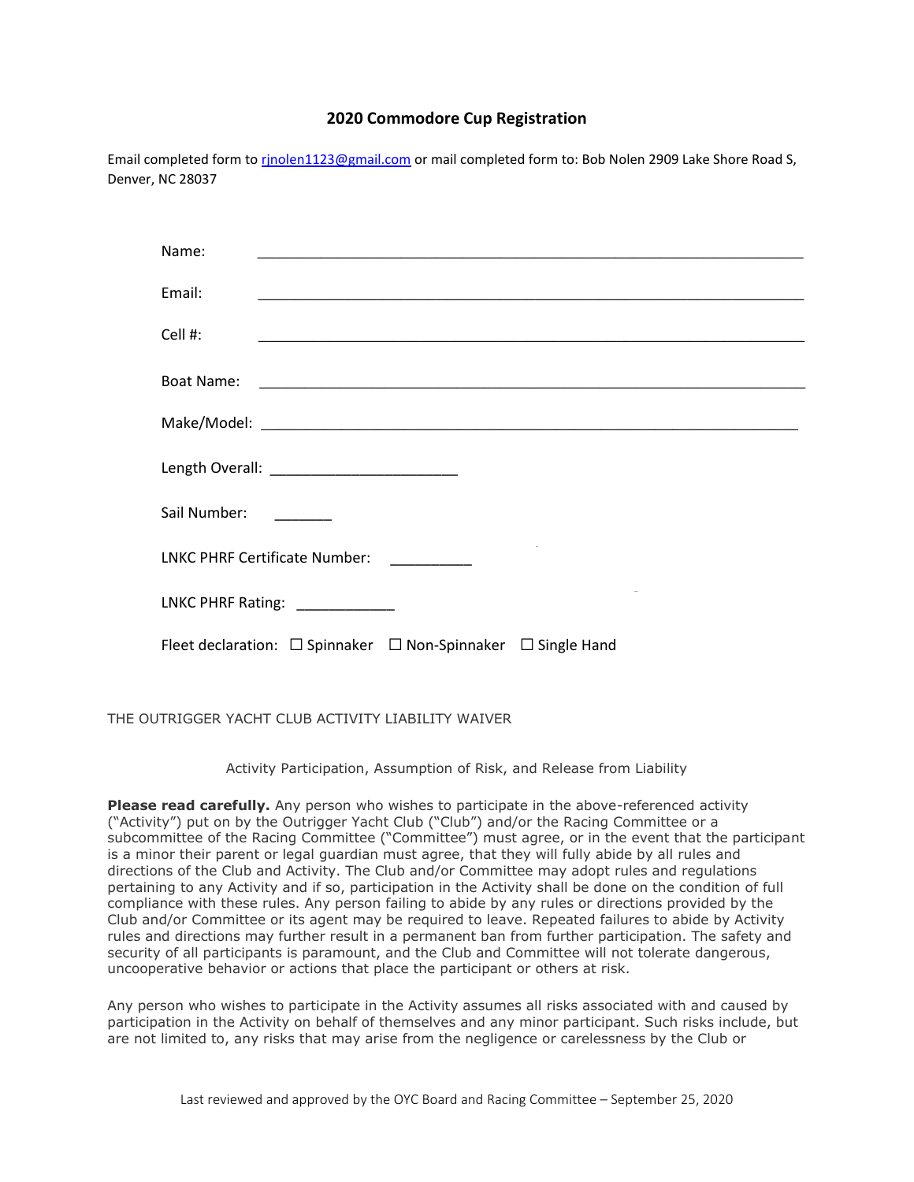# 2020 Commodore Cup Registration

Email completed form to rjnolen1123@gmail.com or mail completed form to: Bob Nolen 2909 Lake Shore Road S, Denver, NC 28037

Name: ____________________________________________________________________

Email: ____________________________________________________________________

Cell #: ____________________________________________________________________

Boat Name: ________________________________________________________________

Make/Model: _______________________________________________________________

Length Overall: ______________________

Sail Number: _______

LNKC PHRF Certificate Number: __________

LNKC PHRF Rating: ____________

Fleet declaration: ☐ Spinnaker ☐ Non-Spinnaker ☐ Single Hand

THE OUTRIGGER YACHT CLUB ACTIVITY LIABILITY WAIVER

Activity Participation, Assumption of Risk, and Release from Liability

**Please read carefully.** Any person who wishes to participate in the above-referenced activity ("Activity") put on by the Outrigger Yacht Club ("Club") and/or the Racing Committee or a subcommittee of the Racing Committee ("Committee") must agree, or in the event that the participant is a minor their parent or legal guardian must agree, that they will fully abide by all rules and directions of the Club and Activity. The Club and/or Committee may adopt rules and regulations pertaining to any Activity and if so, participation in the Activity shall be done on the condition of full compliance with these rules. Any person failing to abide by any rules or directions provided by the Club and/or Committee or its agent may be required to leave. Repeated failures to abide by Activity rules and directions may further result in a permanent ban from further participation. The safety and security of all participants is paramount, and the Club and Committee will not tolerate dangerous, uncooperative behavior or actions that place the participant or others at risk.

Any person who wishes to participate in the Activity assumes all risks associated with and caused by participation in the Activity on behalf of themselves and any minor participant. Such risks include, but are not limited to, any risks that may arise from the negligence or carelessness by the Club or

Last reviewed and approved by the OYC Board and Racing Committee – September 25, 2020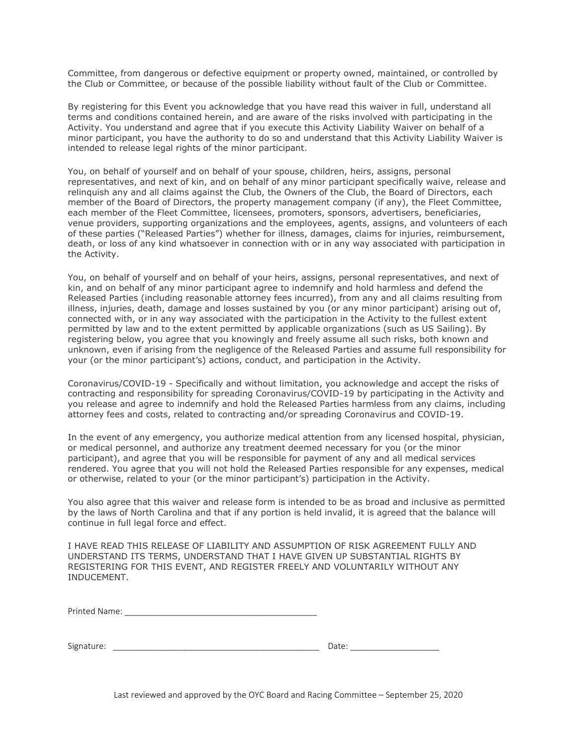Committee, from dangerous or defective equipment or property owned, maintained, or controlled by the Club or Committee, or because of the possible liability without fault of the Club or Committee.

By registering for this Event you acknowledge that you have read this waiver in full, understand all terms and conditions contained herein, and are aware of the risks involved with participating in the Activity. You understand and agree that if you execute this Activity Liability Waiver on behalf of a minor participant, you have the authority to do so and understand that this Activity Liability Waiver is intended to release legal rights of the minor participant.

You, on behalf of yourself and on behalf of your spouse, children, heirs, assigns, personal representatives, and next of kin, and on behalf of any minor participant specifically waive, release and relinquish any and all claims against the Club, the Owners of the Club, the Board of Directors, each member of the Board of Directors, the property management company (if any), the Fleet Committee, each member of the Fleet Committee, licensees, promoters, sponsors, advertisers, beneficiaries, venue providers, supporting organizations and the employees, agents, assigns, and volunteers of each of these parties ("Released Parties") whether for illness, damages, claims for injuries, reimbursement, death, or loss of any kind whatsoever in connection with or in any way associated with participation in the Activity.

You, on behalf of yourself and on behalf of your heirs, assigns, personal representatives, and next of kin, and on behalf of any minor participant agree to indemnify and hold harmless and defend the Released Parties (including reasonable attorney fees incurred), from any and all claims resulting from illness, injuries, death, damage and losses sustained by you (or any minor participant) arising out of, connected with, or in any way associated with the participation in the Activity to the fullest extent permitted by law and to the extent permitted by applicable organizations (such as US Sailing). By registering below, you agree that you knowingly and freely assume all such risks, both known and unknown, even if arising from the negligence of the Released Parties and assume full responsibility for your (or the minor participant's) actions, conduct, and participation in the Activity.

Coronavirus/COVID-19 - Specifically and without limitation, you acknowledge and accept the risks of contracting and responsibility for spreading Coronavirus/COVID-19 by participating in the Activity and you release and agree to indemnify and hold the Released Parties harmless from any claims, including attorney fees and costs, related to contracting and/or spreading Coronavirus and COVID-19.

In the event of any emergency, you authorize medical attention from any licensed hospital, physician, or medical personnel, and authorize any treatment deemed necessary for you (or the minor participant), and agree that you will be responsible for payment of any and all medical services rendered. You agree that you will not hold the Released Parties responsible for any expenses, medical or otherwise, related to your (or the minor participant's) participation in the Activity.

You also agree that this waiver and release form is intended to be as broad and inclusive as permitted by the laws of North Carolina and that if any portion is held invalid, it is agreed that the balance will continue in full legal force and effect.

I HAVE READ THIS RELEASE OF LIABILITY AND ASSUMPTION OF RISK AGREEMENT FULLY AND UNDERSTAND ITS TERMS, UNDERSTAND THAT I HAVE GIVEN UP SUBSTANTIAL RIGHTS BY REGISTERING FOR THIS EVENT, AND REGISTER FREELY AND VOLUNTARILY WITHOUT ANY INDUCEMENT.

Printed Name: _______________________________________

Signature: __________________________________________ Date: __________________

Last reviewed and approved by the OYC Board and Racing Committee – September 25, 2020